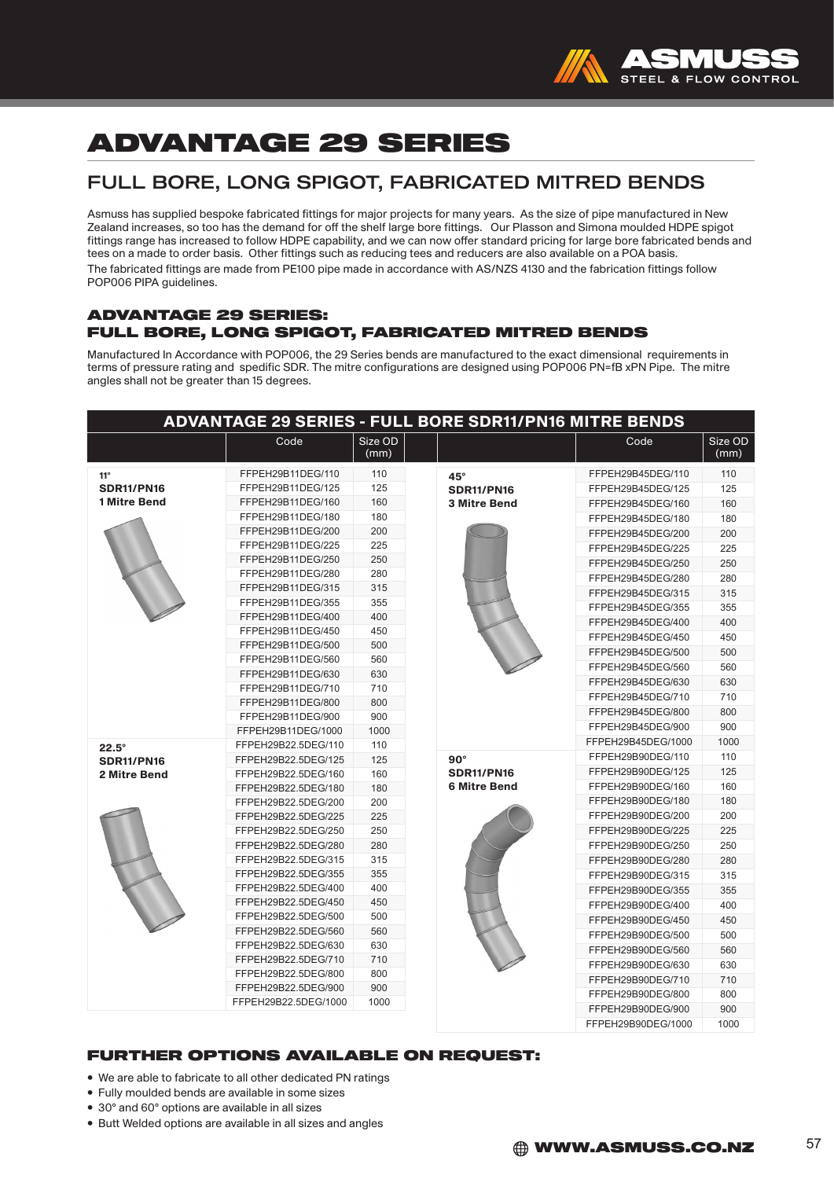# ADVANTAGE 29 SERIES

## FULL BORE, LONG SPIGOT, FABRICATED MITRED BENDS

Asmuss has supplied bespoke fabricated fittings for major projects for many years. As the size of pipe manufactured in New Zealand increases, so too has the demand for off the shelf large bore fittings. Our Plasson and Simona moulded HDPE spigot fittings range has increased to follow HDPE capability, and we can now offer standard pricing for large bore fabricated bends and tees on a made to order basis. Other fittings such as reducing tees and reducers are also available on a POA basis.

The fabricated fittings are made from PE100 pipe made in accordance with AS/NZS 4130 and the fabrication fittings follow POP006 PIPA guidelines.

### ADVANTAGE 29 SERIES: FULL BORE, LONG SPIGOT, FABRICATED MITRED BENDS

Manufactured In Accordance with POP006, the 29 Series bends are manufactured to the exact dimensional requirements in terms of pressure rating and spedific SDR. The mitre configurations are designed using POP006 PN=fB xPN Pipe. The mitre angles shall not be greater than 15 degrees.

**ADVANTAGE 29 SERIES - FULL BORE SDR11/PN16 MITRE BENDS**

| | Code | Size OD (mm) |
|---|---|---|
| **11° SDR11/PN16 1 Mitre Bend** | FFPEH29B11DEG/110 | 110 |
| | FFPEH29B11DEG/125 | 125 |
| | FFPEH29B11DEG/160 | 160 |
| | FFPEH29B11DEG/180 | 180 |
| | FFPEH29B11DEG/200 | 200 |
| | FFPEH29B11DEG/225 | 225 |
| | FFPEH29B11DEG/250 | 250 |
| | FFPEH29B11DEG/280 | 280 |
| | FFPEH29B11DEG/315 | 315 |
| | FFPEH29B11DEG/355 | 355 |
| | FFPEH29B11DEG/400 | 400 |
| | FFPEH29B11DEG/450 | 450 |
| | FFPEH29B11DEG/500 | 500 |
| | FFPEH29B11DEG/560 | 560 |
| | FFPEH29B11DEG/630 | 630 |
| | FFPEH29B11DEG/710 | 710 |
| | FFPEH29B11DEG/800 | 800 |
| | FFPEH29B11DEG/900 | 900 |
| | FFPEH29B11DEG/1000 | 1000 |
| **22.5° SDR11/PN16 2 Mitre Bend** | FFPEH29B22.5DEG/110 | 110 |
| | FFPEH29B22.5DEG/125 | 125 |
| | FFPEH29B22.5DEG/160 | 160 |
| | FFPEH29B22.5DEG/180 | 180 |
| | FFPEH29B22.5DEG/200 | 200 |
| | FFPEH29B22.5DEG/225 | 225 |
| | FFPEH29B22.5DEG/250 | 250 |
| | FFPEH29B22.5DEG/280 | 280 |
| | FFPEH29B22.5DEG/315 | 315 |
| | FFPEH29B22.5DEG/355 | 355 |
| | FFPEH29B22.5DEG/400 | 400 |
| | FFPEH29B22.5DEG/450 | 450 |
| | FFPEH29B22.5DEG/500 | 500 |
| | FFPEH29B22.5DEG/560 | 560 |
| | FFPEH29B22.5DEG/630 | 630 |
| | FFPEH29B22.5DEG/710 | 710 |
| | FFPEH29B22.5DEG/800 | 800 |
| | FFPEH29B22.5DEG/900 | 900 |
| | FFPEH29B22.5DEG/1000 | 1000 |
| **45° SDR11/PN16 3 Mitre Bend** | FFPEH29B45DEG/110 | 110 |
| | FFPEH29B45DEG/125 | 125 |
| | FFPEH29B45DEG/160 | 160 |
| | FFPEH29B45DEG/180 | 180 |
| | FFPEH29B45DEG/200 | 200 |
| | FFPEH29B45DEG/225 | 225 |
| | FFPEH29B45DEG/250 | 250 |
| | FFPEH29B45DEG/280 | 280 |
| | FFPEH29B45DEG/315 | 315 |
| | FFPEH29B45DEG/355 | 355 |
| | FFPEH29B45DEG/400 | 400 |
| | FFPEH29B45DEG/450 | 450 |
| | FFPEH29B45DEG/500 | 500 |
| | FFPEH29B45DEG/560 | 560 |
| | FFPEH29B45DEG/630 | 630 |
| | FFPEH29B45DEG/710 | 710 |
| | FFPEH29B45DEG/800 | 800 |
| | FFPEH29B45DEG/900 | 900 |
| | FFPEH29B45DEG/1000 | 1000 |
| **90° SDR11/PN16 6 Mitre Bend** | FFPEH29B90DEG/110 | 110 |
| | FFPEH29B90DEG/125 | 125 |
| | FFPEH29B90DEG/160 | 160 |
| | FFPEH29B90DEG/180 | 180 |
| | FFPEH29B90DEG/200 | 200 |
| | FFPEH29B90DEG/225 | 225 |
| | FFPEH29B90DEG/250 | 250 |
| | FFPEH29B90DEG/280 | 280 |
| | FFPEH29B90DEG/315 | 315 |
| | FFPEH29B90DEG/355 | 355 |
| | FFPEH29B90DEG/400 | 400 |
| | FFPEH29B90DEG/450 | 450 |
| | FFPEH29B90DEG/500 | 500 |
| | FFPEH29B90DEG/560 | 560 |
| | FFPEH29B90DEG/630 | 630 |
| | FFPEH29B90DEG/710 | 710 |
| | FFPEH29B90DEG/800 | 800 |
| | FFPEH29B90DEG/900 | 900 |
| | FFPEH29B90DEG/1000 | 1000 |

### FURTHER OPTIONS AVAILABLE ON REQUEST:

- We are able to fabricate to all other dedicated PN ratings
- Fully moulded bends are available in some sizes
- 30° and 60° options are available in all sizes
- Butt Welded options are available in all sizes and angles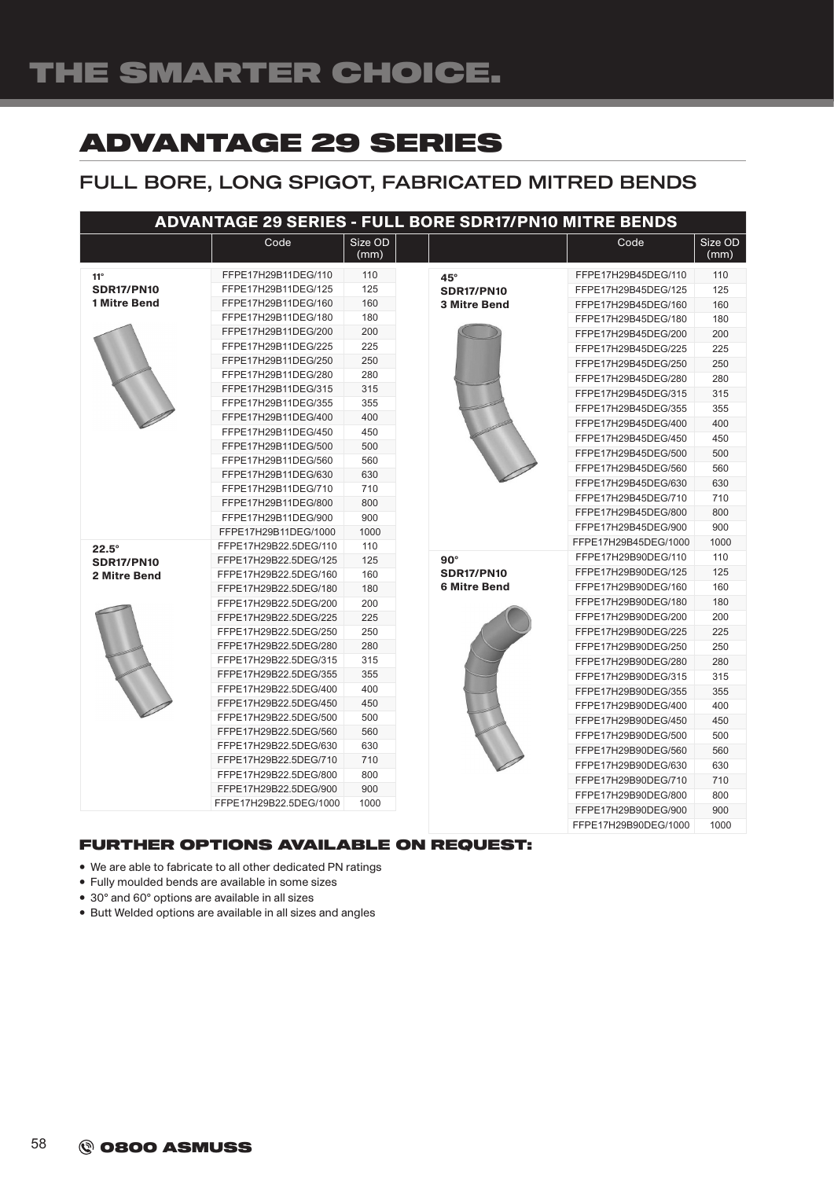# ADVANTAGE 29 SERIES

## FULL BORE, LONG SPIGOT, FABRICATED MITRED BENDS

**ADVANTAGE 29 SERIES - FULL BORE SDR17/PN10 MITRE BENDS**

| | Code | Size OD (mm) |
|---|---|---|
| **11° SDR17/PN10 1 Mitre Bend** | FFPE17H29B11DEG/110 | 110 |
| | FFPE17H29B11DEG/125 | 125 |
| | FFPE17H29B11DEG/160 | 160 |
| | FFPE17H29B11DEG/180 | 180 |
| | FFPE17H29B11DEG/200 | 200 |
| | FFPE17H29B11DEG/225 | 225 |
| | FFPE17H29B11DEG/250 | 250 |
| | FFPE17H29B11DEG/280 | 280 |
| | FFPE17H29B11DEG/315 | 315 |
| | FFPE17H29B11DEG/355 | 355 |
| | FFPE17H29B11DEG/400 | 400 |
| | FFPE17H29B11DEG/450 | 450 |
| | FFPE17H29B11DEG/500 | 500 |
| | FFPE17H29B11DEG/560 | 560 |
| | FFPE17H29B11DEG/630 | 630 |
| | FFPE17H29B11DEG/710 | 710 |
| | FFPE17H29B11DEG/800 | 800 |
| | FFPE17H29B11DEG/900 | 900 |
| | FFPE17H29B11DEG/1000 | 1000 |
| **22.5° SDR17/PN10 2 Mitre Bend** | FFPE17H29B22.5DEG/110 | 110 |
| | FFPE17H29B22.5DEG/125 | 125 |
| | FFPE17H29B22.5DEG/160 | 160 |
| | FFPE17H29B22.5DEG/180 | 180 |
| | FFPE17H29B22.5DEG/200 | 200 |
| | FFPE17H29B22.5DEG/225 | 225 |
| | FFPE17H29B22.5DEG/250 | 250 |
| | FFPE17H29B22.5DEG/280 | 280 |
| | FFPE17H29B22.5DEG/315 | 315 |
| | FFPE17H29B22.5DEG/355 | 355 |
| | FFPE17H29B22.5DEG/400 | 400 |
| | FFPE17H29B22.5DEG/450 | 450 |
| | FFPE17H29B22.5DEG/500 | 500 |
| | FFPE17H29B22.5DEG/560 | 560 |
| | FFPE17H29B22.5DEG/630 | 630 |
| | FFPE17H29B22.5DEG/710 | 710 |
| | FFPE17H29B22.5DEG/800 | 800 |
| | FFPE17H29B22.5DEG/900 | 900 |
| | FFPE17H29B22.5DEG/1000 | 1000 |
| **45° SDR17/PN10 3 Mitre Bend** | FFPE17H29B45DEG/110 | 110 |
| | FFPE17H29B45DEG/125 | 125 |
| | FFPE17H29B45DEG/160 | 160 |
| | FFPE17H29B45DEG/180 | 180 |
| | FFPE17H29B45DEG/200 | 200 |
| | FFPE17H29B45DEG/225 | 225 |
| | FFPE17H29B45DEG/250 | 250 |
| | FFPE17H29B45DEG/280 | 280 |
| | FFPE17H29B45DEG/315 | 315 |
| | FFPE17H29B45DEG/355 | 355 |
| | FFPE17H29B45DEG/400 | 400 |
| | FFPE17H29B45DEG/450 | 450 |
| | FFPE17H29B45DEG/500 | 500 |
| | FFPE17H29B45DEG/560 | 560 |
| | FFPE17H29B45DEG/630 | 630 |
| | FFPE17H29B45DEG/710 | 710 |
| | FFPE17H29B45DEG/800 | 800 |
| | FFPE17H29B45DEG/900 | 900 |
| | FFPE17H29B45DEG/1000 | 1000 |
| **90° SDR17/PN10 6 Mitre Bend** | FFPE17H29B90DEG/110 | 110 |
| | FFPE17H29B90DEG/125 | 125 |
| | FFPE17H29B90DEG/160 | 160 |
| | FFPE17H29B90DEG/180 | 180 |
| | FFPE17H29B90DEG/200 | 200 |
| | FFPE17H29B90DEG/225 | 225 |
| | FFPE17H29B90DEG/250 | 250 |
| | FFPE17H29B90DEG/280 | 280 |
| | FFPE17H29B90DEG/315 | 315 |
| | FFPE17H29B90DEG/355 | 355 |
| | FFPE17H29B90DEG/400 | 400 |
| | FFPE17H29B90DEG/450 | 450 |
| | FFPE17H29B90DEG/500 | 500 |
| | FFPE17H29B90DEG/560 | 560 |
| | FFPE17H29B90DEG/630 | 630 |
| | FFPE17H29B90DEG/710 | 710 |
| | FFPE17H29B90DEG/800 | 800 |
| | FFPE17H29B90DEG/900 | 900 |
| | FFPE17H29B90DEG/1000 | 1000 |

### FURTHER OPTIONS AVAILABLE ON REQUEST:

- We are able to fabricate to all other dedicated PN ratings
- Fully moulded bends are available in some sizes
- 30° and 60° options are available in all sizes
- Butt Welded options are available in all sizes and angles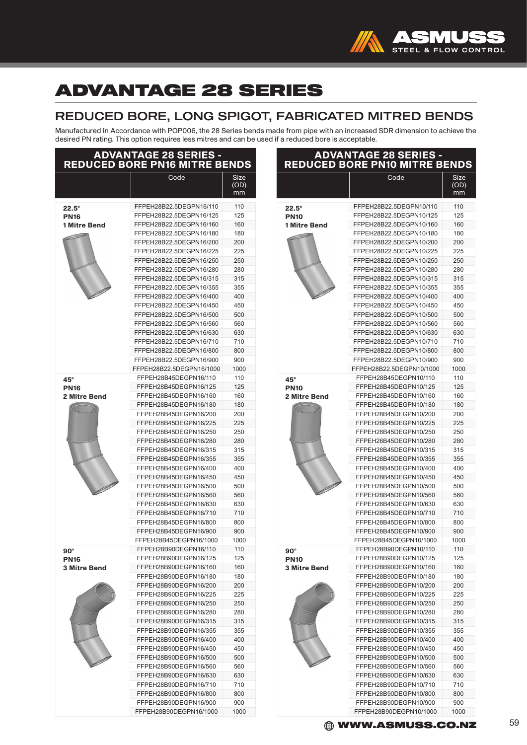# ADVANTAGE 28 SERIES

## REDUCED BORE, LONG SPIGOT, FABRICATED MITRED BENDS

Manufactured In Accordance with POP006, the 28 Series bends made from pipe with an increased SDR dimension to achieve the desired PN rating. This option requires less mitres and can be used if a reduced bore is acceptable.

### ADVANTAGE 28 SERIES - REDUCED BORE PN16 MITRE BENDS

| | Code | Size (OD) mm |
|---|---|---|
| **22.5° PN16 1 Mitre Bend** | FFPEH28B22.5DEGPN16/110 | 110 |
| | FFPEH28B22.5DEGPN16/125 | 125 |
| | FFPEH28B22.5DEGPN16/160 | 160 |
| | FFPEH28B22.5DEGPN16/180 | 180 |
| | FFPEH28B22.5DEGPN16/200 | 200 |
| | FFPEH28B22.5DEGPN16/225 | 225 |
| | FFPEH28B22.5DEGPN16/250 | 250 |
| | FFPEH28B22.5DEGPN16/280 | 280 |
| | FFPEH28B22.5DEGPN16/315 | 315 |
| | FFPEH28B22.5DEGPN16/355 | 355 |
| | FFPEH28B22.5DEGPN16/400 | 400 |
| | FFPEH28B22.5DEGPN16/450 | 450 |
| | FFPEH28B22.5DEGPN16/500 | 500 |
| | FFPEH28B22.5DEGPN16/560 | 560 |
| | FFPEH28B22.5DEGPN16/630 | 630 |
| | FFPEH28B22.5DEGPN16/710 | 710 |
| | FFPEH28B22.5DEGPN16/800 | 800 |
| | FFPEH28B22.5DEGPN16/900 | 900 |
| | FFPEH28B22.5DEGPN16/1000 | 1000 |
| **45° PN16 2 Mitre Bend** | FFPEH28B45DEGPN16/110 | 110 |
| | FFPEH28B45DEGPN16/125 | 125 |
| | FFPEH28B45DEGPN16/160 | 160 |
| | FFPEH28B45DEGPN16/180 | 180 |
| | FFPEH28B45DEGPN16/200 | 200 |
| | FFPEH28B45DEGPN16/225 | 225 |
| | FFPEH28B45DEGPN16/250 | 250 |
| | FFPEH28B45DEGPN16/280 | 280 |
| | FFPEH28B45DEGPN16/315 | 315 |
| | FFPEH28B45DEGPN16/355 | 355 |
| | FFPEH28B45DEGPN16/400 | 400 |
| | FFPEH28B45DEGPN16/450 | 450 |
| | FFPEH28B45DEGPN16/500 | 500 |
| | FFPEH28B45DEGPN16/560 | 560 |
| | FFPEH28B45DEGPN16/630 | 630 |
| | FFPEH28B45DEGPN16/710 | 710 |
| | FFPEH28B45DEGPN16/800 | 800 |
| | FFPEH28B45DEGPN16/900 | 900 |
| | FFPEH28B45DEGPN16/1000 | 1000 |
| **90° PN16 3 Mitre Bend** | FFPEH28B90DEGPN16/110 | 110 |
| | FFPEH28B90DEGPN16/125 | 125 |
| | FFPEH28B90DEGPN16/160 | 160 |
| | FFPEH28B90DEGPN16/180 | 180 |
| | FFPEH28B90DEGPN16/200 | 200 |
| | FFPEH28B90DEGPN16/225 | 225 |
| | FFPEH28B90DEGPN16/250 | 250 |
| | FFPEH28B90DEGPN16/280 | 280 |
| | FFPEH28B90DEGPN16/315 | 315 |
| | FFPEH28B90DEGPN16/355 | 355 |
| | FFPEH28B90DEGPN16/400 | 400 |
| | FFPEH28B90DEGPN16/450 | 450 |
| | FFPEH28B90DEGPN16/500 | 500 |
| | FFPEH28B90DEGPN16/560 | 560 |
| | FFPEH28B90DEGPN16/630 | 630 |
| | FFPEH28B90DEGPN16/710 | 710 |
| | FFPEH28B90DEGPN16/800 | 800 |
| | FFPEH28B90DEGPN16/900 | 900 |
| | FFPEH28B90DEGPN16/1000 | 1000 |

### ADVANTAGE 28 SERIES - REDUCED BORE PN10 MITRE BENDS

| | Code | Size (OD) mm |
|---|---|---|
| **22.5° PN10 1 Mitre Bend** | FFPEH28B22.5DEGPN10/110 | 110 |
| | FFPEH28B22.5DEGPN10/125 | 125 |
| | FFPEH28B22.5DEGPN10/160 | 160 |
| | FFPEH28B22.5DEGPN10/180 | 180 |
| | FFPEH28B22.5DEGPN10/200 | 200 |
| | FFPEH28B22.5DEGPN10/225 | 225 |
| | FFPEH28B22.5DEGPN10/250 | 250 |
| | FFPEH28B22.5DEGPN10/280 | 280 |
| | FFPEH28B22.5DEGPN10/315 | 315 |
| | FFPEH28B22.5DEGPN10/355 | 355 |
| | FFPEH28B22.5DEGPN10/400 | 400 |
| | FFPEH28B22.5DEGPN10/450 | 450 |
| | FFPEH28B22.5DEGPN10/500 | 500 |
| | FFPEH28B22.5DEGPN10/560 | 560 |
| | FFPEH28B22.5DEGPN10/630 | 630 |
| | FFPEH28B22.5DEGPN10/710 | 710 |
| | FFPEH28B22.5DEGPN10/800 | 800 |
| | FFPEH28B22.5DEGPN10/900 | 900 |
| | FFPEH28B22.5DEGPN10/1000 | 1000 |
| **45° PN10 2 Mitre Bend** | FFPEH28B45DEGPN10/110 | 110 |
| | FFPEH28B45DEGPN10/125 | 125 |
| | FFPEH28B45DEGPN10/160 | 160 |
| | FFPEH28B45DEGPN10/180 | 180 |
| | FFPEH28B45DEGPN10/200 | 200 |
| | FFPEH28B45DEGPN10/225 | 225 |
| | FFPEH28B45DEGPN10/250 | 250 |
| | FFPEH28B45DEGPN10/280 | 280 |
| | FFPEH28B45DEGPN10/315 | 315 |
| | FFPEH28B45DEGPN10/355 | 355 |
| | FFPEH28B45DEGPN10/400 | 400 |
| | FFPEH28B45DEGPN10/450 | 450 |
| | FFPEH28B45DEGPN10/500 | 500 |
| | FFPEH28B45DEGPN10/560 | 560 |
| | FFPEH28B45DEGPN10/630 | 630 |
| | FFPEH28B45DEGPN10/710 | 710 |
| | FFPEH28B45DEGPN10/800 | 800 |
| | FFPEH28B45DEGPN10/900 | 900 |
| | FFPEH28B45DEGPN10/1000 | 1000 |
| **90° PN10 3 Mitre Bend** | FFPEH28B90DEGPN10/110 | 110 |
| | FFPEH28B90DEGPN10/125 | 125 |
| | FFPEH28B90DEGPN10/160 | 160 |
| | FFPEH28B90DEGPN10/180 | 180 |
| | FFPEH28B90DEGPN10/200 | 200 |
| | FFPEH28B90DEGPN10/225 | 225 |
| | FFPEH28B90DEGPN10/250 | 250 |
| | FFPEH28B90DEGPN10/280 | 280 |
| | FFPEH28B90DEGPN10/315 | 315 |
| | FFPEH28B90DEGPN10/355 | 355 |
| | FFPEH28B90DEGPN10/400 | 400 |
| | FFPEH28B90DEGPN10/450 | 450 |
| | FFPEH28B90DEGPN10/500 | 500 |
| | FFPEH28B90DEGPN10/560 | 560 |
| | FFPEH28B90DEGPN10/630 | 630 |
| | FFPEH28B90DEGPN10/710 | 710 |
| | FFPEH28B90DEGPN10/800 | 800 |
| | FFPEH28B90DEGPN10/900 | 900 |
| | FFPEH28B90DEGPN10/1000 | 1000 |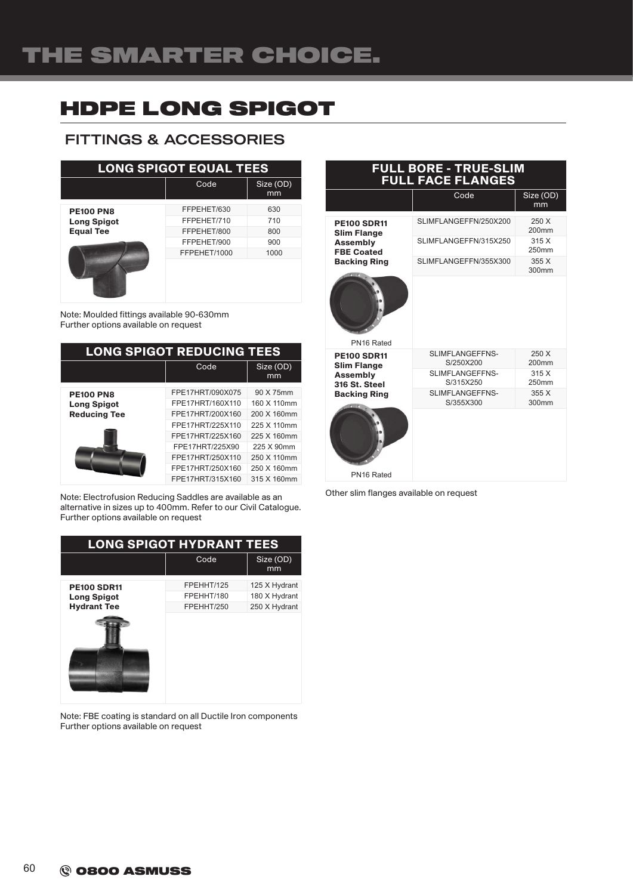# HDPE LONG SPIGOT

## FITTINGS & ACCESSORIES

### LONG SPIGOT EQUAL TEES

| | Code | Size (OD) mm |
|---|---|---|
| **PE100 PN8 Long Spigot Equal Tee** | FFPEHET/630 | 630 |
| | FFPEHET/710 | 710 |
| | FFPEHET/800 | 800 |
| | FFPEHET/900 | 900 |
| | FFPEHET/1000 | 1000 |

Note: Moulded fittings available 90-630mm
Further options available on request

### LONG SPIGOT REDUCING TEES

| | Code | Size (OD) mm |
|---|---|---|
| **PE100 PN8 Long Spigot Reducing Tee** | FPE17HRT/090X075 | 90 X 75mm |
| | FPE17HRT/160X110 | 160 X 110mm |
| | FPE17HRT/200X160 | 200 X 160mm |
| | FPE17HRT/225X110 | 225 X 110mm |
| | FPE17HRT/225X160 | 225 X 160mm |
| | FPE17HRT/225X90 | 225 X 90mm |
| | FPE17HRT/250X110 | 250 X 110mm |
| | FPE17HRT/250X160 | 250 X 160mm |
| | FPE17HRT/315X160 | 315 X 160mm |

Note: Electrofusion Reducing Saddles are available as an alternative in sizes up to 400mm. Refer to our Civil Catalogue.
Further options available on request

### LONG SPIGOT HYDRANT TEES

| | Code | Size (OD) mm |
|---|---|---|
| **PE100 SDR11 Long Spigot Hydrant Tee** | FPEHHT/125 | 125 X Hydrant |
| | FPEHHT/180 | 180 X Hydrant |
| | FPEHHT/250 | 250 X Hydrant |

Note: FBE coating is standard on all Ductile Iron components
Further options available on request

### FULL BORE - TRUE-SLIM FULL FACE FLANGES

| | Code | Size (OD) mm |
|---|---|---|
| **PE100 SDR11 Slim Flange Assembly FBE Coated Backing Ring** (PN16 Rated) | SLIMFLANGEFFN/250X200 | 250 X 200mm |
| | SLIMFLANGEFFN/315X250 | 315 X 250mm |
| | SLIMFLANGEFFN/355X300 | 355 X 300mm |
| **PE100 SDR11 Slim Flange Assembly 316 St. Steel Backing Ring** (PN16 Rated) | SLIMFLANGEFFNS-S/250X200 | 250 X 200mm |
| | SLIMFLANGEFFNS-S/315X250 | 315 X 250mm |
| | SLIMFLANGEFFNS-S/355X300 | 355 X 300mm |

Other slim flanges available on request